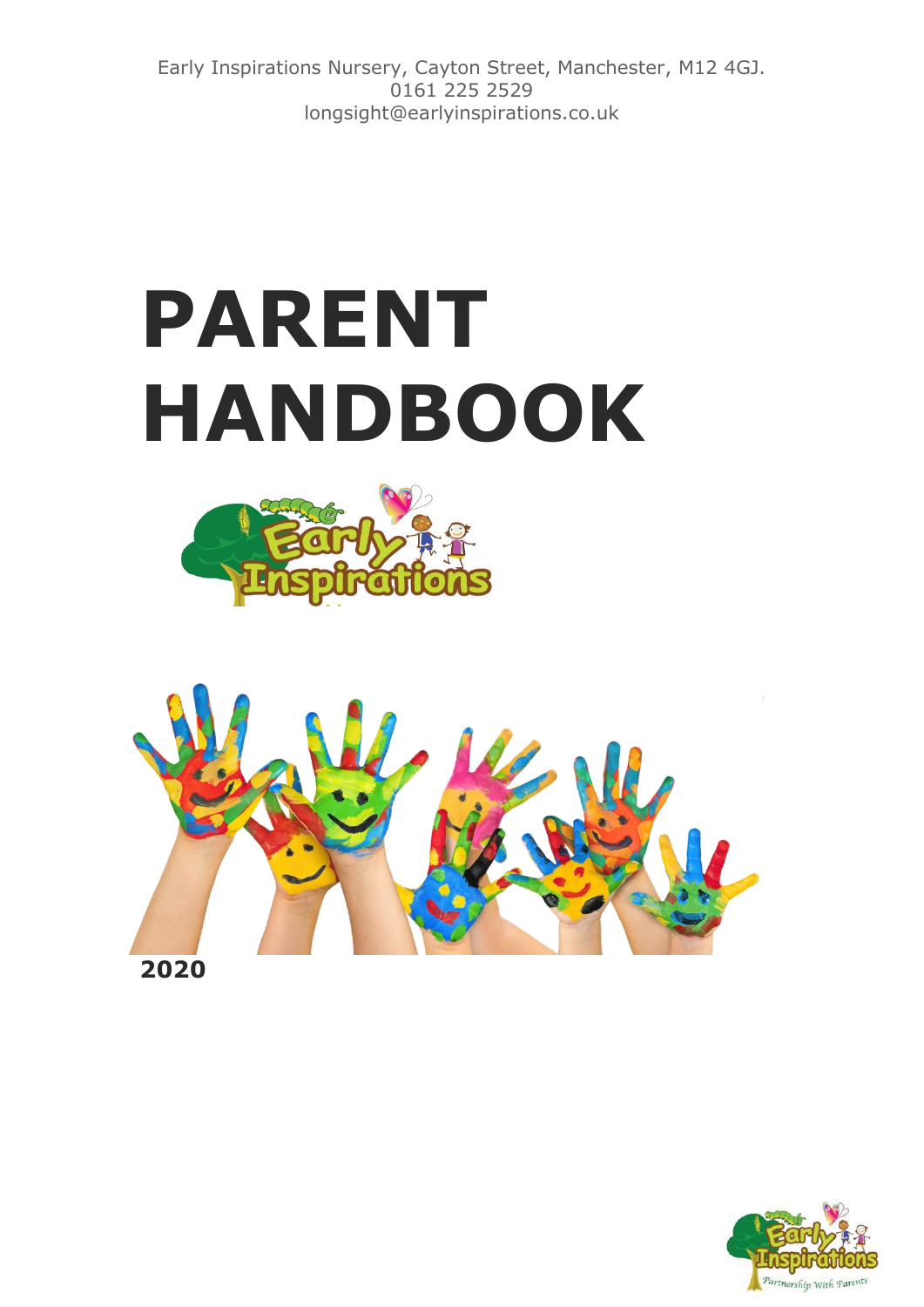Early Inspirations Nursery, Cayton Street, Manchester, M12 4GJ.
0161 225 2529
longsight@earlyinspirations.co.uk

# PARENT HANDBOOK

**2020**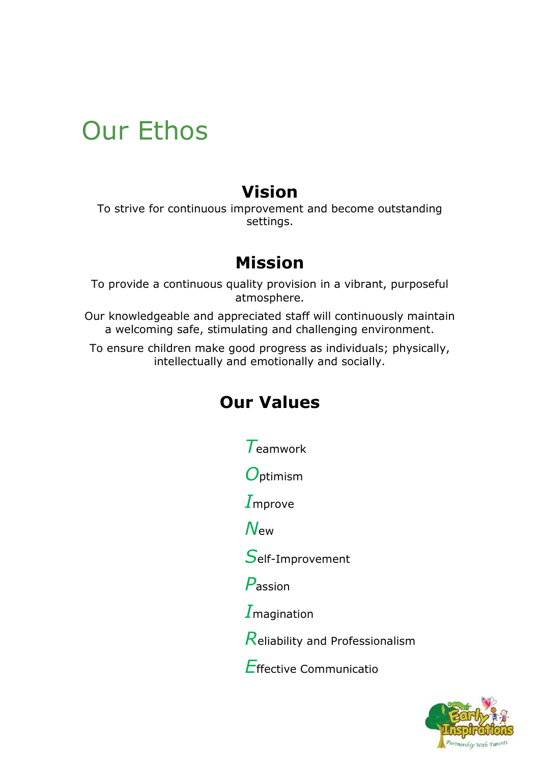# Our Ethos

## Vision

To strive for continuous improvement and become outstanding settings.

## Mission

To provide a continuous quality provision in a vibrant, purposeful atmosphere.

Our knowledgeable and appreciated staff will continuously maintain a welcoming safe, stimulating and challenging environment.

To ensure children make good progress as individuals; physically, intellectually and emotionally and socially.

## Our Values

*T*eamwork

*O*ptimism

*I*mprove

*N*ew

*S*elf-Improvement

*P*assion

*I*magination

*R*eliability and Professionalism

*E*ffective Communicatio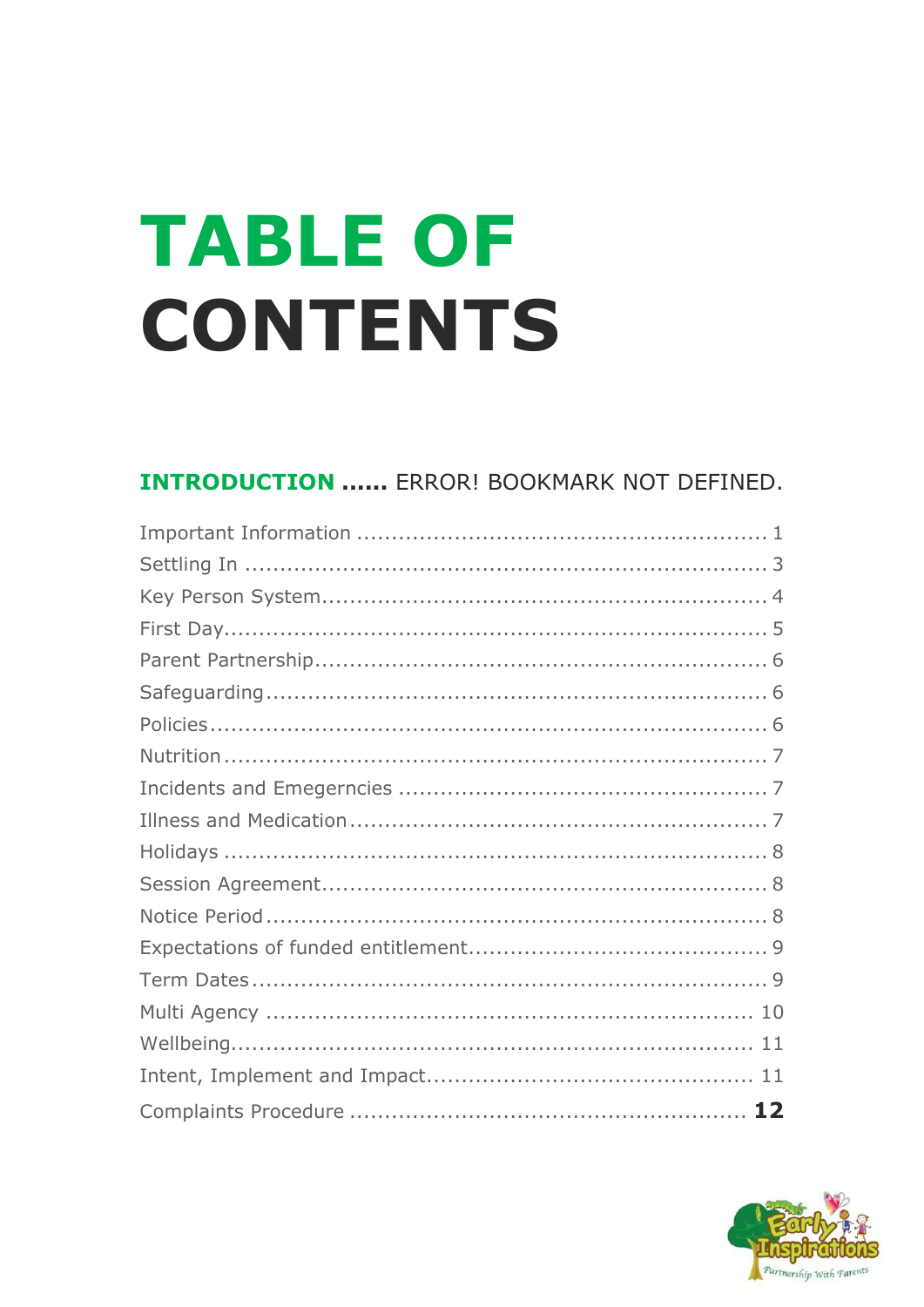# TABLE OF CONTENTS

**INTRODUCTION ......** ERROR! BOOKMARK NOT DEFINED.

Important Information ........................................................ 1
Settling In ........................................................................ 3
Key Person System............................................................... 4
First Day.............................................................................. 5
Parent Partnership................................................................ 6
Safeguarding........................................................................ 6
Policies................................................................................. 6
Nutrition............................................................................... 7
Incidents and Emegerncies .................................................... 7
Illness and Medication............................................................ 7
Holidays ............................................................................... 8
Session Agreement................................................................ 8
Notice Period........................................................................ 8
Expectations of funded entitlement.......................................... 9
Term Dates........................................................................... 9
Multi Agency ....................................................................... 10
Wellbeing............................................................................ 11
Intent, Implement and Impact............................................... 11
Complaints Procedure ........................................................ **12**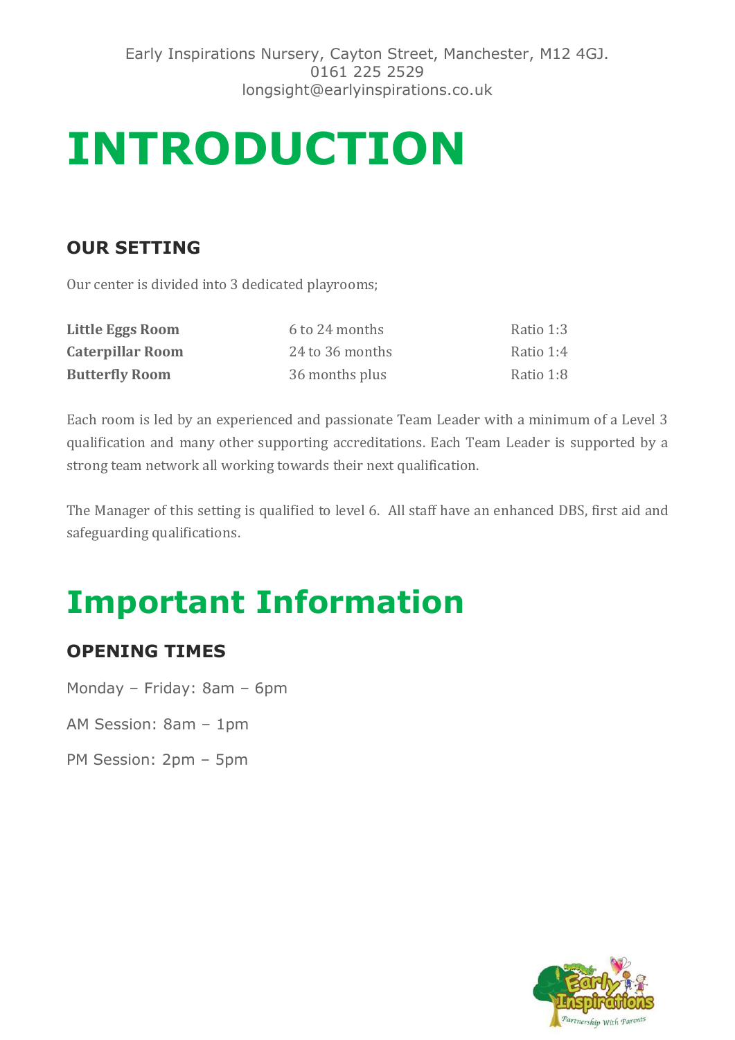Early Inspirations Nursery, Cayton Street, Manchester, M12 4GJ.
0161 225 2529
longsight@earlyinspirations.co.uk

# INTRODUCTION

## OUR SETTING

Our center is divided into 3 dedicated playrooms;

| | | |
|---|---|---|
| **Little Eggs Room** | 6 to 24 months | Ratio 1:3 |
| **Caterpillar Room** | 24 to 36 months | Ratio 1:4 |
| **Butterfly Room** | 36 months plus | Ratio 1:8 |

Each room is led by an experienced and passionate Team Leader with a minimum of a Level 3 qualification and many other supporting accreditations. Each Team Leader is supported by a strong team network all working towards their next qualification.

The Manager of this setting is qualified to level 6. All staff have an enhanced DBS, first aid and safeguarding qualifications.

# Important Information

## OPENING TIMES

Monday – Friday: 8am – 6pm

AM Session: 8am – 1pm

PM Session: 2pm – 5pm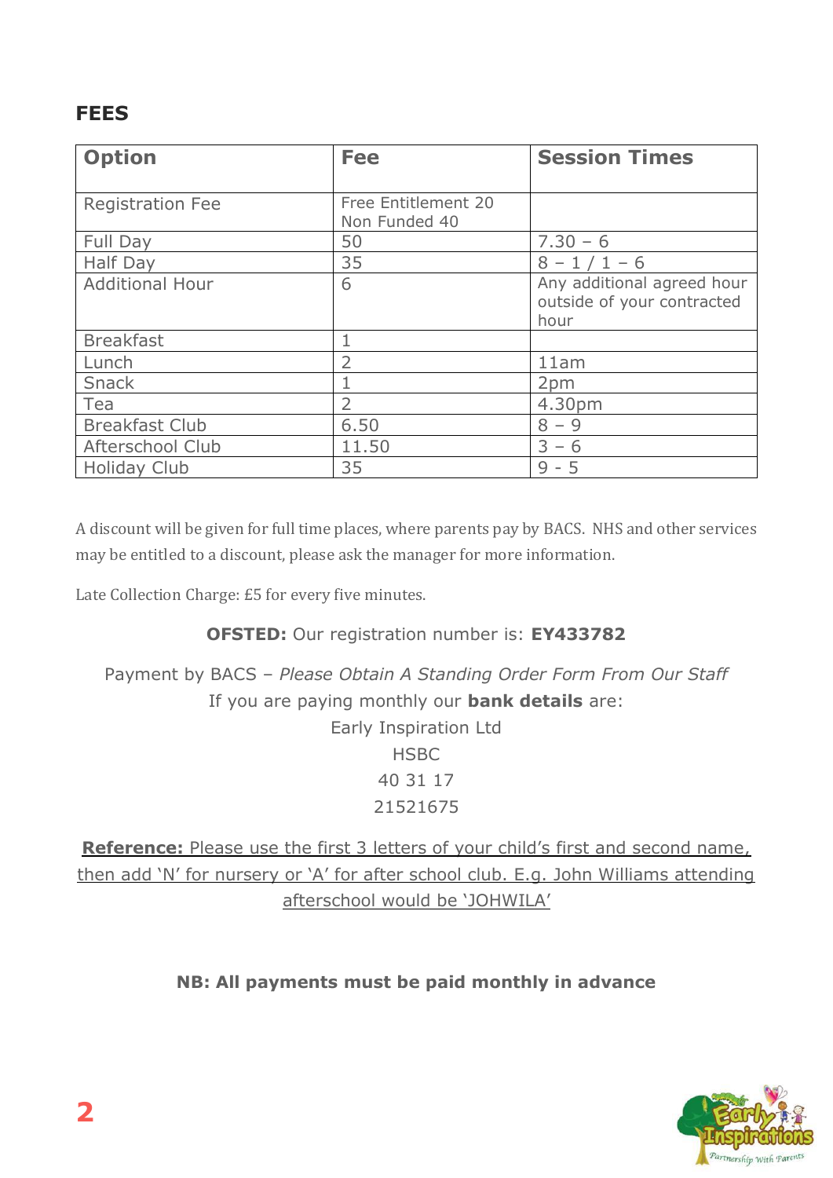## FEES

| Option | Fee | Session Times |
|---|---|---|
| Registration Fee | Free Entitlement 20<br>Non Funded 40 | |
| Full Day | 50 | 7.30 – 6 |
| Half Day | 35 | 8 – 1 / 1 – 6 |
| Additional Hour | 6 | Any additional agreed hour outside of your contracted hour |
| Breakfast | 1 | |
| Lunch | 2 | 11am |
| Snack | 1 | 2pm |
| Tea | 2 | 4.30pm |
| Breakfast Club | 6.50 | 8 – 9 |
| Afterschool Club | 11.50 | 3 – 6 |
| Holiday Club | 35 | 9 - 5 |

A discount will be given for full time places, where parents pay by BACS. NHS and other services may be entitled to a discount, please ask the manager for more information.

Late Collection Charge: £5 for every five minutes.

**OFSTED:** Our registration number is: **EY433782**

Payment by BACS – *Please Obtain A Standing Order Form From Our Staff*
If you are paying monthly our **bank details** are:
Early Inspiration Ltd
HSBC
40 31 17
21521675

**Reference:** Please use the first 3 letters of your child's first and second name, then add 'N' for nursery or 'A' for after school club. E.g. John Williams attending afterschool would be 'JOHWILA'

**NB: All payments must be paid monthly in advance**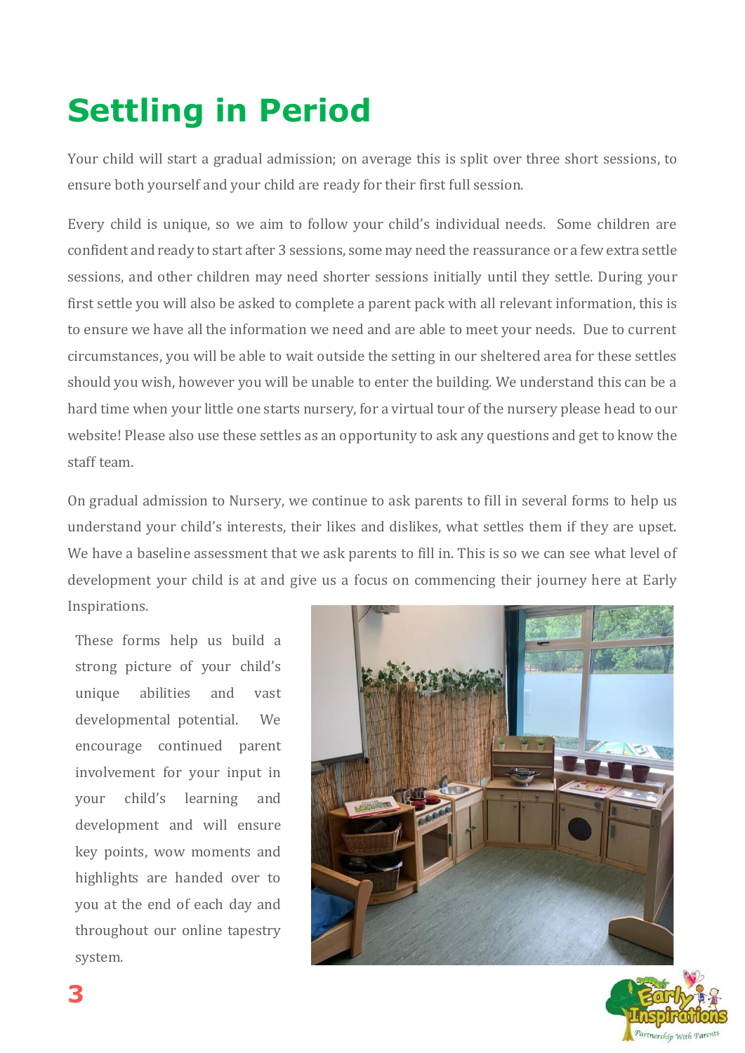# Settling in Period

Your child will start a gradual admission; on average this is split over three short sessions, to ensure both yourself and your child are ready for their first full session.

Every child is unique, so we aim to follow your child's individual needs. Some children are confident and ready to start after 3 sessions, some may need the reassurance or a few extra settle sessions, and other children may need shorter sessions initially until they settle. During your first settle you will also be asked to complete a parent pack with all relevant information, this is to ensure we have all the information we need and are able to meet your needs. Due to current circumstances, you will be able to wait outside the setting in our sheltered area for these settles should you wish, however you will be unable to enter the building. We understand this can be a hard time when your little one starts nursery, for a virtual tour of the nursery please head to our website! Please also use these settles as an opportunity to ask any questions and get to know the staff team.

On gradual admission to Nursery, we continue to ask parents to fill in several forms to help us understand your child's interests, their likes and dislikes, what settles them if they are upset. We have a baseline assessment that we ask parents to fill in. This is so we can see what level of development your child is at and give us a focus on commencing their journey here at Early Inspirations.

These forms help us build a strong picture of your child's unique abilities and vast developmental potential. We encourage continued parent involvement for your input in your child's learning and development and will ensure key points, wow moments and highlights are handed over to you at the end of each day and throughout our online tapestry system.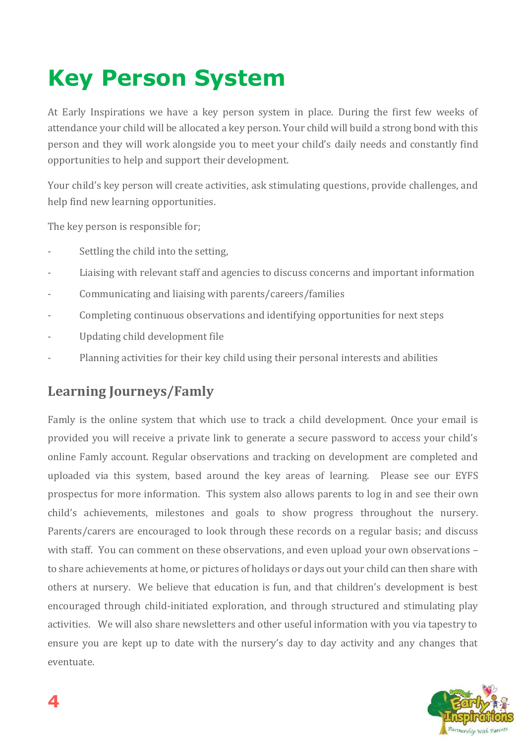# Key Person System

At Early Inspirations we have a key person system in place. During the first few weeks of attendance your child will be allocated a key person. Your child will build a strong bond with this person and they will work alongside you to meet your child's daily needs and constantly find opportunities to help and support their development.

Your child's key person will create activities, ask stimulating questions, provide challenges, and help find new learning opportunities.

The key person is responsible for;

- Settling the child into the setting,
- Liaising with relevant staff and agencies to discuss concerns and important information
- Communicating and liaising with parents/careers/families
- Completing continuous observations and identifying opportunities for next steps
- Updating child development file
- Planning activities for their key child using their personal interests and abilities

## Learning Journeys/Famly

Famly is the online system that which use to track a child development. Once your email is provided you will receive a private link to generate a secure password to access your child's online Famly account. Regular observations and tracking on development are completed and uploaded via this system, based around the key areas of learning. Please see our EYFS prospectus for more information. This system also allows parents to log in and see their own child's achievements, milestones and goals to show progress throughout the nursery. Parents/carers are encouraged to look through these records on a regular basis; and discuss with staff. You can comment on these observations, and even upload your own observations – to share achievements at home, or pictures of holidays or days out your child can then share with others at nursery. We believe that education is fun, and that children's development is best encouraged through child-initiated exploration, and through structured and stimulating play activities. We will also share newsletters and other useful information with you via tapestry to ensure you are kept up to date with the nursery's day to day activity and any changes that eventuate.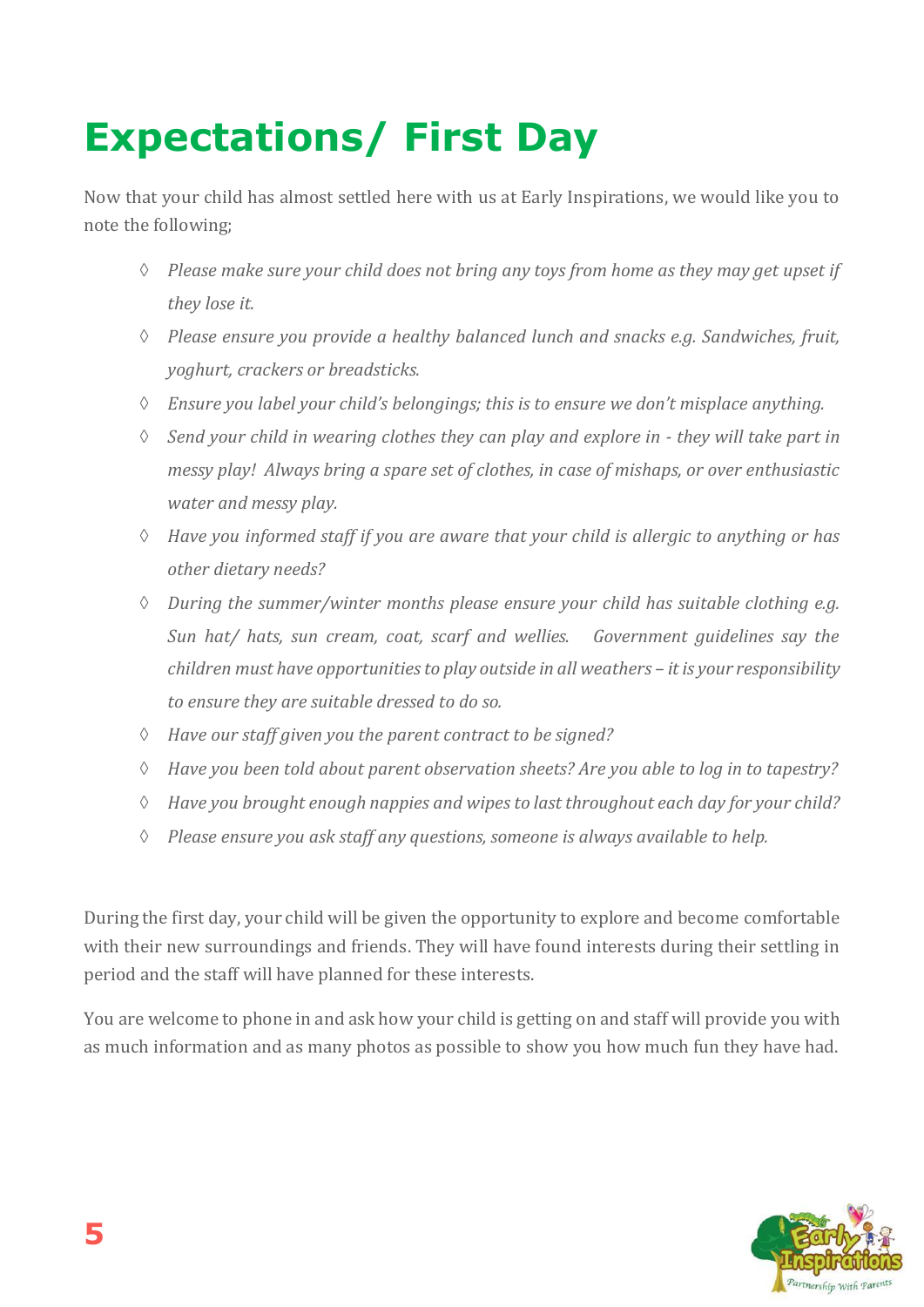# Expectations/ First Day

Now that your child has almost settled here with us at Early Inspirations, we would like you to note the following;

- *Please make sure your child does not bring any toys from home as they may get upset if they lose it.*
- *Please ensure you provide a healthy balanced lunch and snacks e.g. Sandwiches, fruit, yoghurt, crackers or breadsticks.*
- *Ensure you label your child's belongings; this is to ensure we don't misplace anything.*
- *Send your child in wearing clothes they can play and explore in - they will take part in messy play! Always bring a spare set of clothes, in case of mishaps, or over enthusiastic water and messy play.*
- *Have you informed staff if you are aware that your child is allergic to anything or has other dietary needs?*
- *During the summer/winter months please ensure your child has suitable clothing e.g. Sun hat/ hats, sun cream, coat, scarf and wellies. Government guidelines say the children must have opportunities to play outside in all weathers – it is your responsibility to ensure they are suitable dressed to do so.*
- *Have our staff given you the parent contract to be signed?*
- *Have you been told about parent observation sheets? Are you able to log in to tapestry?*
- *Have you brought enough nappies and wipes to last throughout each day for your child?*
- *Please ensure you ask staff any questions, someone is always available to help.*

During the first day, your child will be given the opportunity to explore and become comfortable with their new surroundings and friends. They will have found interests during their settling in period and the staff will have planned for these interests.

You are welcome to phone in and ask how your child is getting on and staff will provide you with as much information and as many photos as possible to show you how much fun they have had.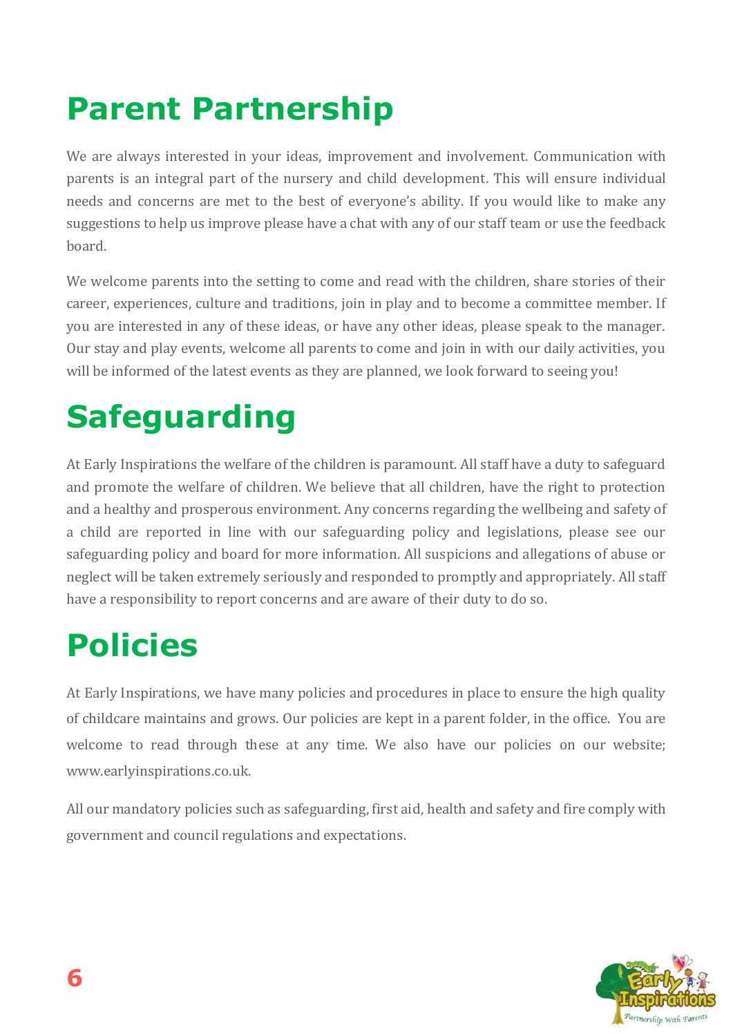# Parent Partnership

We are always interested in your ideas, improvement and involvement. Communication with parents is an integral part of the nursery and child development. This will ensure individual needs and concerns are met to the best of everyone's ability. If you would like to make any suggestions to help us improve please have a chat with any of our staff team or use the feedback board.

We welcome parents into the setting to come and read with the children, share stories of their career, experiences, culture and traditions, join in play and to become a committee member. If you are interested in any of these ideas, or have any other ideas, please speak to the manager. Our stay and play events, welcome all parents to come and join in with our daily activities, you will be informed of the latest events as they are planned, we look forward to seeing you!

# Safeguarding

At Early Inspirations the welfare of the children is paramount. All staff have a duty to safeguard and promote the welfare of children. We believe that all children, have the right to protection and a healthy and prosperous environment. Any concerns regarding the wellbeing and safety of a child are reported in line with our safeguarding policy and legislations, please see our safeguarding policy and board for more information. All suspicions and allegations of abuse or neglect will be taken extremely seriously and responded to promptly and appropriately. All staff have a responsibility to report concerns and are aware of their duty to do so.

# Policies

At Early Inspirations, we have many policies and procedures in place to ensure the high quality of childcare maintains and grows. Our policies are kept in a parent folder, in the office. You are welcome to read through these at any time. We also have our policies on our website; www.earlyinspirations.co.uk.

All our mandatory policies such as safeguarding, first aid, health and safety and fire comply with government and council regulations and expectations.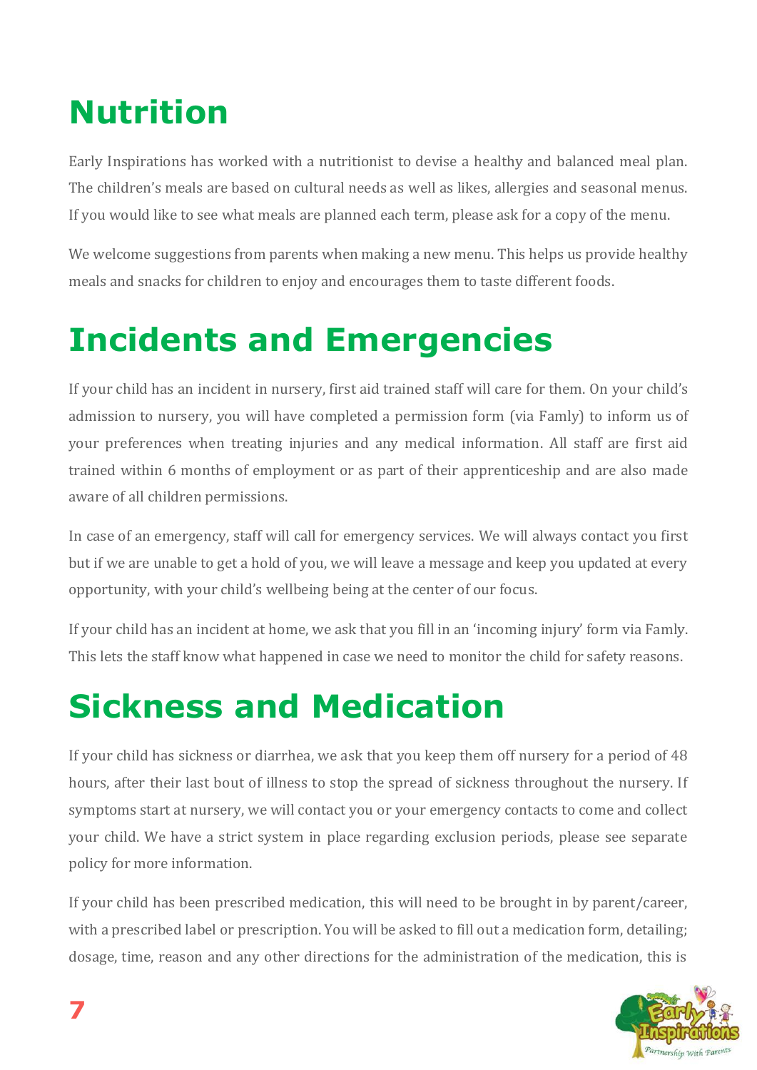# Nutrition

Early Inspirations has worked with a nutritionist to devise a healthy and balanced meal plan. The children's meals are based on cultural needs as well as likes, allergies and seasonal menus. If you would like to see what meals are planned each term, please ask for a copy of the menu.

We welcome suggestions from parents when making a new menu. This helps us provide healthy meals and snacks for children to enjoy and encourages them to taste different foods.

# Incidents and Emergencies

If your child has an incident in nursery, first aid trained staff will care for them. On your child's admission to nursery, you will have completed a permission form (via Famly) to inform us of your preferences when treating injuries and any medical information. All staff are first aid trained within 6 months of employment or as part of their apprenticeship and are also made aware of all children permissions.

In case of an emergency, staff will call for emergency services. We will always contact you first but if we are unable to get a hold of you, we will leave a message and keep you updated at every opportunity, with your child's wellbeing being at the center of our focus.

If your child has an incident at home, we ask that you fill in an 'incoming injury' form via Famly. This lets the staff know what happened in case we need to monitor the child for safety reasons.

# Sickness and Medication

If your child has sickness or diarrhea, we ask that you keep them off nursery for a period of 48 hours, after their last bout of illness to stop the spread of sickness throughout the nursery. If symptoms start at nursery, we will contact you or your emergency contacts to come and collect your child. We have a strict system in place regarding exclusion periods, please see separate policy for more information.

If your child has been prescribed medication, this will need to be brought in by parent/career, with a prescribed label or prescription. You will be asked to fill out a medication form, detailing; dosage, time, reason and any other directions for the administration of the medication, this is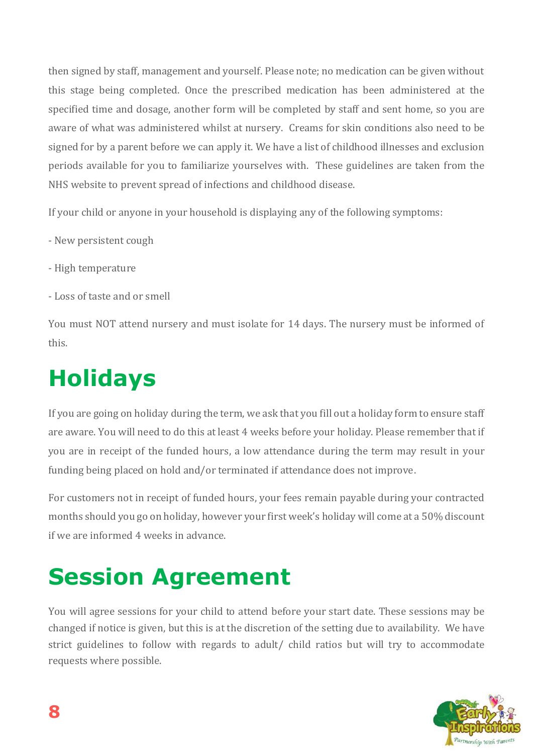then signed by staff, management and yourself. Please note; no medication can be given without this stage being completed. Once the prescribed medication has been administered at the specified time and dosage, another form will be completed by staff and sent home, so you are aware of what was administered whilst at nursery. Creams for skin conditions also need to be signed for by a parent before we can apply it. We have a list of childhood illnesses and exclusion periods available for you to familiarize yourselves with. These guidelines are taken from the NHS website to prevent spread of infections and childhood disease.

If your child or anyone in your household is displaying any of the following symptoms:

- New persistent cough
- High temperature
- Loss of taste and or smell

You must NOT attend nursery and must isolate for 14 days. The nursery must be informed of this.

# Holidays

If you are going on holiday during the term, we ask that you fill out a holiday form to ensure staff are aware. You will need to do this at least 4 weeks before your holiday. Please remember that if you are in receipt of the funded hours, a low attendance during the term may result in your funding being placed on hold and/or terminated if attendance does not improve.

For customers not in receipt of funded hours, your fees remain payable during your contracted months should you go on holiday, however your first week's holiday will come at a 50% discount if we are informed 4 weeks in advance.

# Session Agreement

You will agree sessions for your child to attend before your start date. These sessions may be changed if notice is given, but this is at the discretion of the setting due to availability. We have strict guidelines to follow with regards to adult/ child ratios but will try to accommodate requests where possible.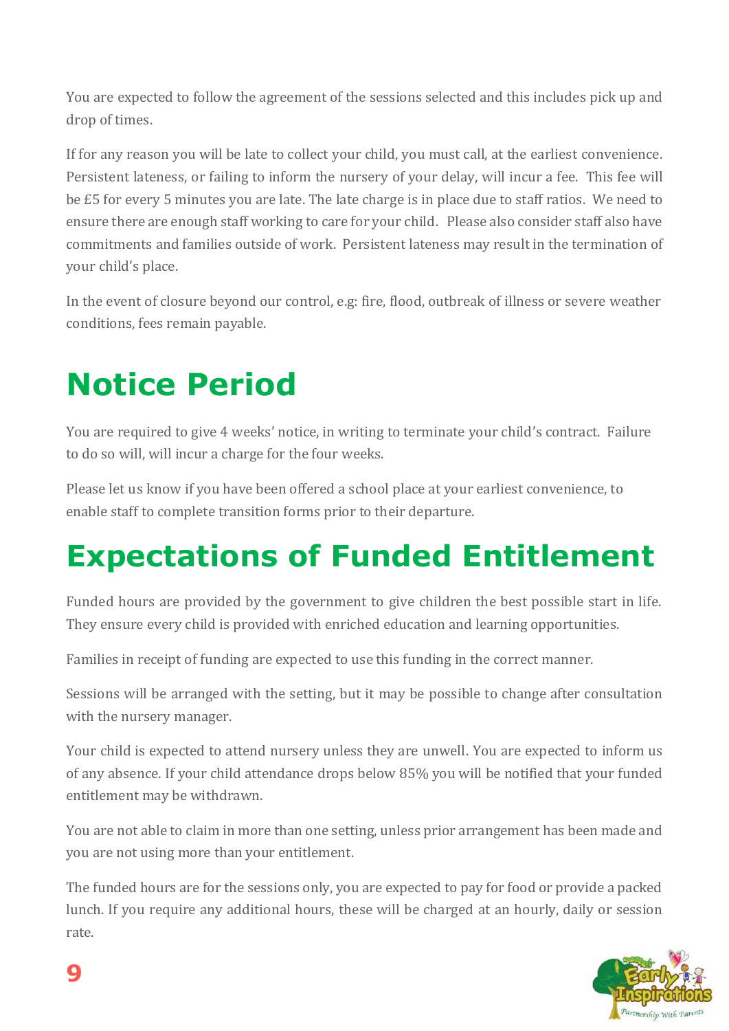You are expected to follow the agreement of the sessions selected and this includes pick up and drop of times.

If for any reason you will be late to collect your child, you must call, at the earliest convenience. Persistent lateness, or failing to inform the nursery of your delay, will incur a fee. This fee will be £5 for every 5 minutes you are late. The late charge is in place due to staff ratios. We need to ensure there are enough staff working to care for your child. Please also consider staff also have commitments and families outside of work. Persistent lateness may result in the termination of your child's place.

In the event of closure beyond our control, e.g: fire, flood, outbreak of illness or severe weather conditions, fees remain payable.

# Notice Period

You are required to give 4 weeks' notice, in writing to terminate your child's contract. Failure to do so will, will incur a charge for the four weeks.

Please let us know if you have been offered a school place at your earliest convenience, to enable staff to complete transition forms prior to their departure.

# Expectations of Funded Entitlement

Funded hours are provided by the government to give children the best possible start in life. They ensure every child is provided with enriched education and learning opportunities.

Families in receipt of funding are expected to use this funding in the correct manner.

Sessions will be arranged with the setting, but it may be possible to change after consultation with the nursery manager.

Your child is expected to attend nursery unless they are unwell. You are expected to inform us of any absence. If your child attendance drops below 85% you will be notified that your funded entitlement may be withdrawn.

You are not able to claim in more than one setting, unless prior arrangement has been made and you are not using more than your entitlement.

The funded hours are for the sessions only, you are expected to pay for food or provide a packed lunch. If you require any additional hours, these will be charged at an hourly, daily or session rate.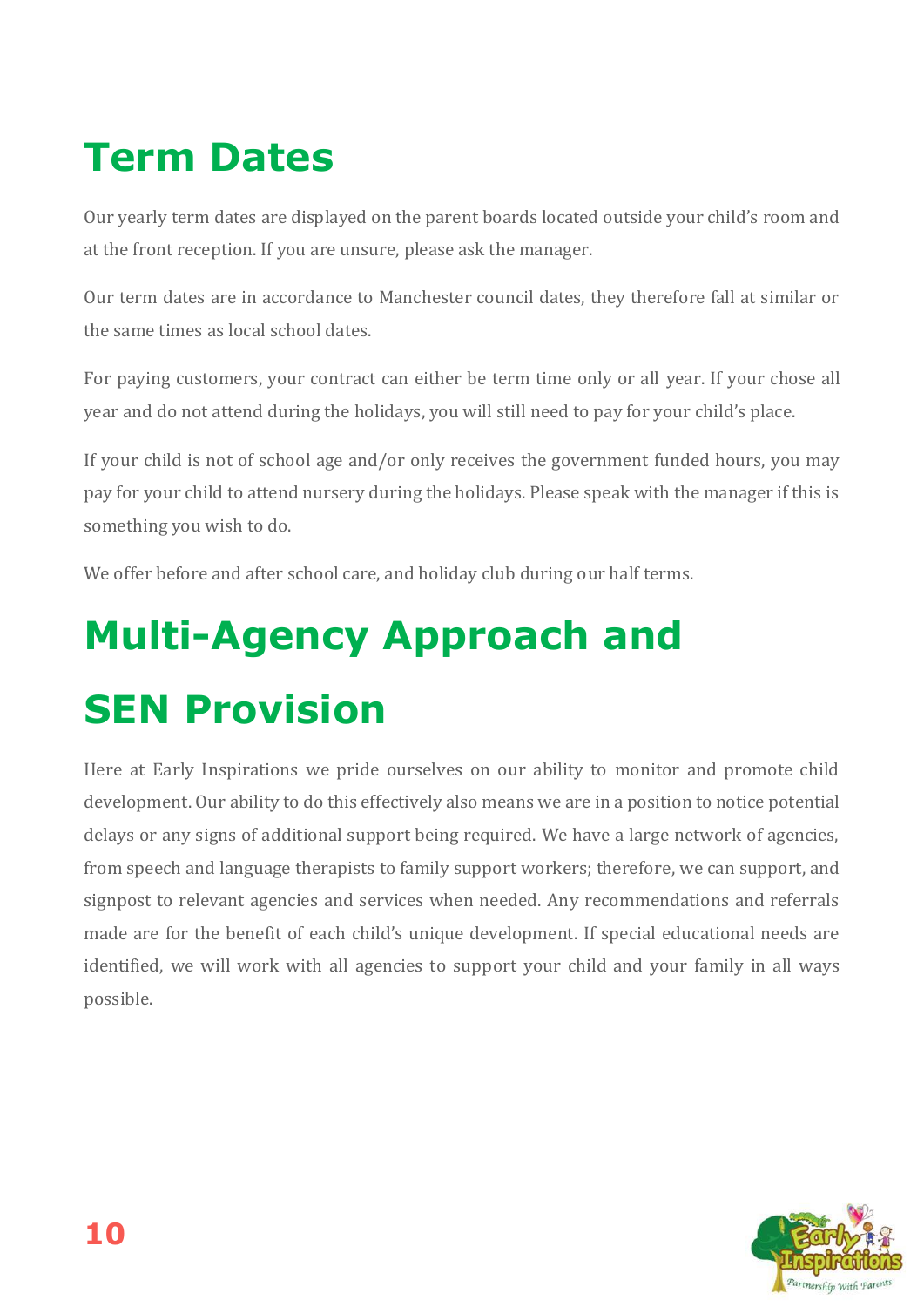# Term Dates

Our yearly term dates are displayed on the parent boards located outside your child's room and at the front reception. If you are unsure, please ask the manager.

Our term dates are in accordance to Manchester council dates, they therefore fall at similar or the same times as local school dates.

For paying customers, your contract can either be term time only or all year. If your chose all year and do not attend during the holidays, you will still need to pay for your child's place.

If your child is not of school age and/or only receives the government funded hours, you may pay for your child to attend nursery during the holidays. Please speak with the manager if this is something you wish to do.

We offer before and after school care, and holiday club during our half terms.

# Multi-Agency Approach and SEN Provision

Here at Early Inspirations we pride ourselves on our ability to monitor and promote child development. Our ability to do this effectively also means we are in a position to notice potential delays or any signs of additional support being required. We have a large network of agencies, from speech and language therapists to family support workers; therefore, we can support, and signpost to relevant agencies and services when needed. Any recommendations and referrals made are for the benefit of each child's unique development. If special educational needs are identified, we will work with all agencies to support your child and your family in all ways possible.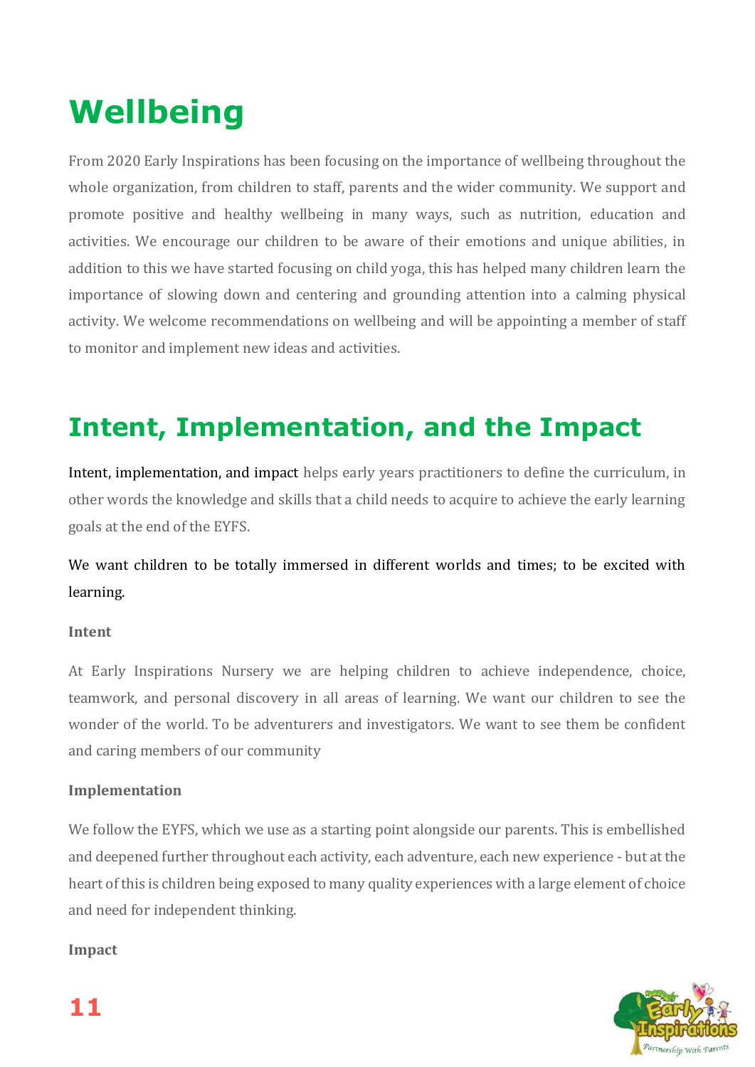# Wellbeing

From 2020 Early Inspirations has been focusing on the importance of wellbeing throughout the whole organization, from children to staff, parents and the wider community. We support and promote positive and healthy wellbeing in many ways, such as nutrition, education and activities. We encourage our children to be aware of their emotions and unique abilities, in addition to this we have started focusing on child yoga, this has helped many children learn the importance of slowing down and centering and grounding attention into a calming physical activity. We welcome recommendations on wellbeing and will be appointing a member of staff to monitor and implement new ideas and activities.

# Intent, Implementation, and the Impact

Intent, implementation, and impact helps early years practitioners to define the curriculum, in other words the knowledge and skills that a child needs to acquire to achieve the early learning goals at the end of the EYFS.

We want children to be totally immersed in different worlds and times; to be excited with learning.

**Intent**

At Early Inspirations Nursery we are helping children to achieve independence, choice, teamwork, and personal discovery in all areas of learning. We want our children to see the wonder of the world. To be adventurers and investigators. We want to see them be confident and caring members of our community

**Implementation**

We follow the EYFS, which we use as a starting point alongside our parents. This is embellished and deepened further throughout each activity, each adventure, each new experience - but at the heart of this is children being exposed to many quality experiences with a large element of choice and need for independent thinking.

**Impact**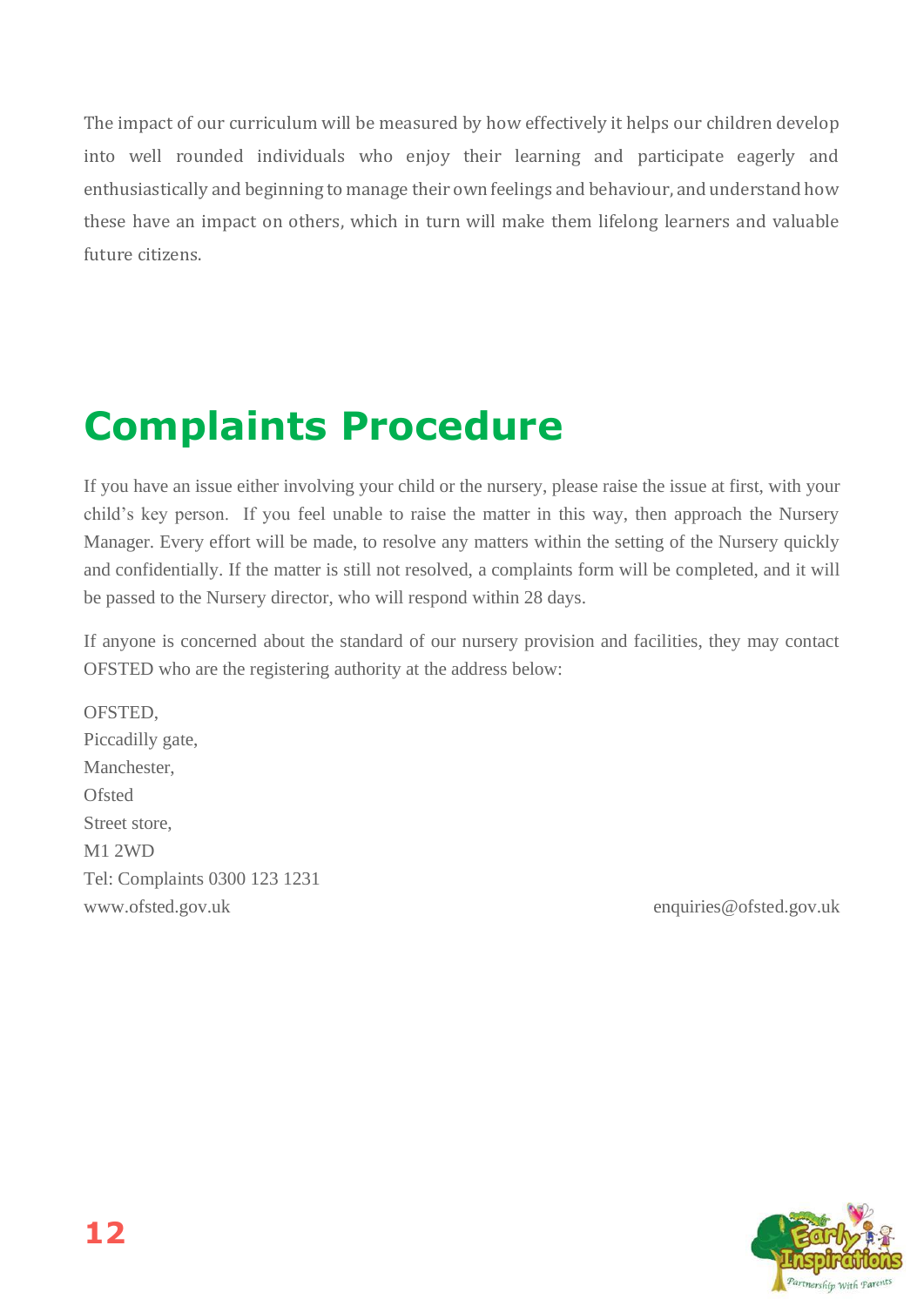The impact of our curriculum will be measured by how effectively it helps our children develop into well rounded individuals who enjoy their learning and participate eagerly and enthusiastically and beginning to manage their own feelings and behaviour, and understand how these have an impact on others, which in turn will make them lifelong learners and valuable future citizens.

# Complaints Procedure

If you have an issue either involving your child or the nursery, please raise the issue at first, with your child's key person. If you feel unable to raise the matter in this way, then approach the Nursery Manager. Every effort will be made, to resolve any matters within the setting of the Nursery quickly and confidentially. If the matter is still not resolved, a complaints form will be completed, and it will be passed to the Nursery director, who will respond within 28 days.

If anyone is concerned about the standard of our nursery provision and facilities, they may contact OFSTED who are the registering authority at the address below:

OFSTED,
Piccadilly gate,
Manchester,
Ofsted
Street store,
M1 2WD
Tel: Complaints 0300 123 1231
www.ofsted.gov.uk enquiries@ofsted.gov.uk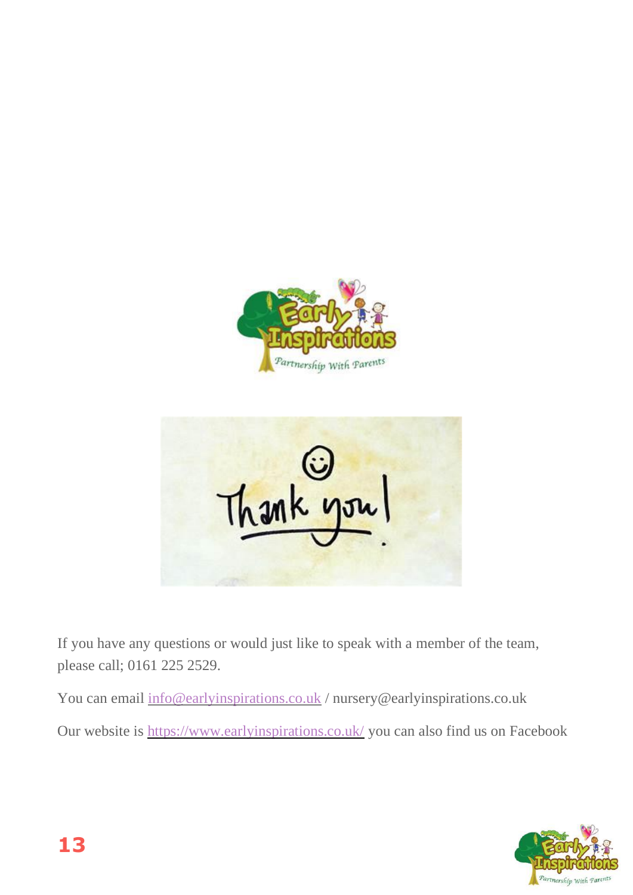If you have any questions or would just like to speak with a member of the team, please call; 0161 225 2529.

You can email info@earlyinspirations.co.uk / nursery@earlyinspirations.co.uk

Our website is https://www.earlyinspirations.co.uk/ you can also find us on Facebook